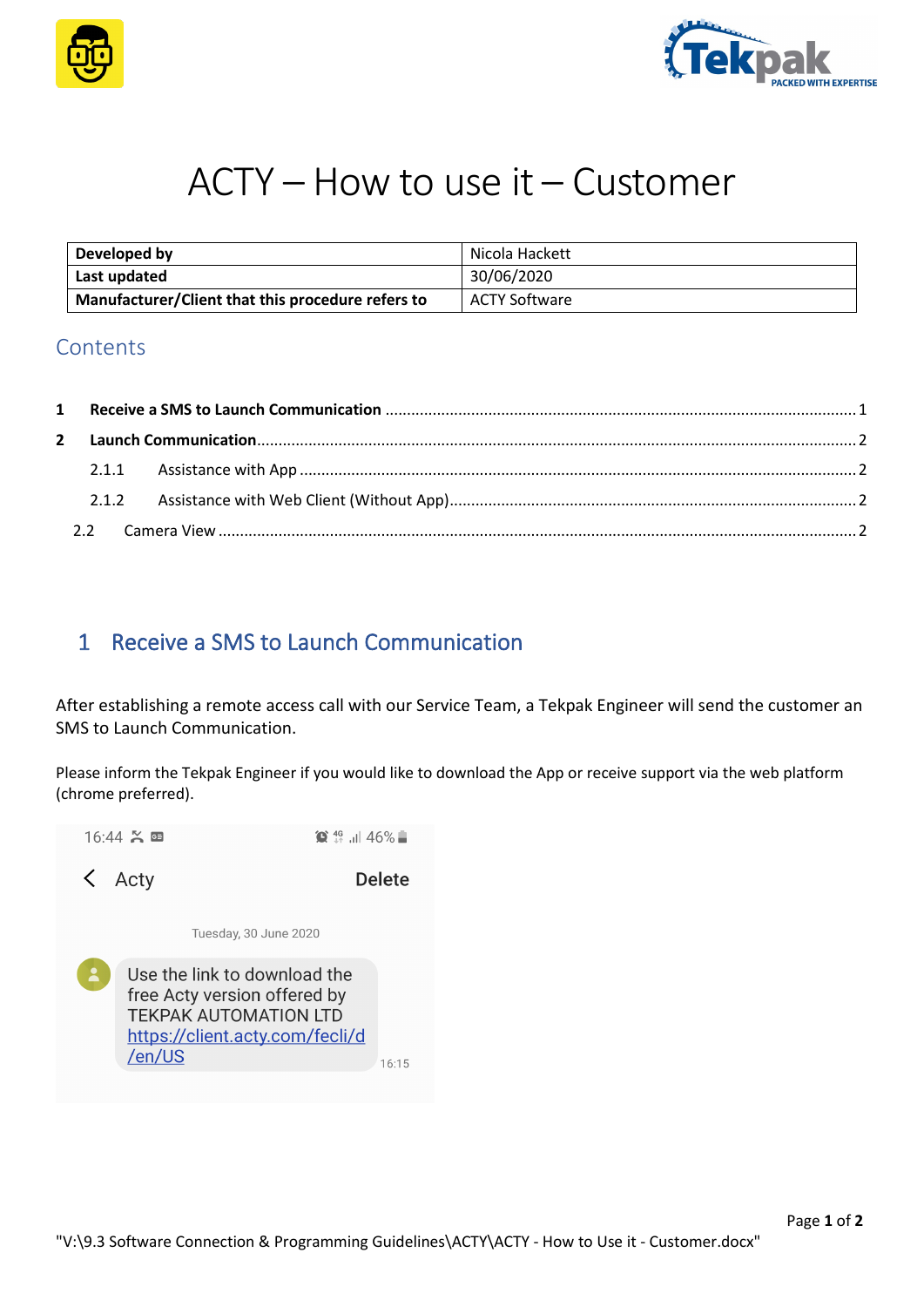# ACTY – How to use it – Customer

| Developed by | Nicola Hackett |
|---|---|
| Last updated | 30/06/2020 |
| Manufacturer/Client that this procedure refers to | ACTY Software |

## Contents

1 Receive a SMS to Launch Communication ........ 1

2 Launch Communication ........ 2

- 2.1.1 Assistance with App ........ 2
- 2.1.2 Assistance with Web Client (Without App) ........ 2

2.2 Camera View ........ 2

## 1 Receive a SMS to Launch Communication

After establishing a remote access call with our Service Team, a Tekpak Engineer will send the customer an SMS to Launch Communication.

Please inform the Tekpak Engineer if you would like to download the App or receive support via the web platform (chrome preferred).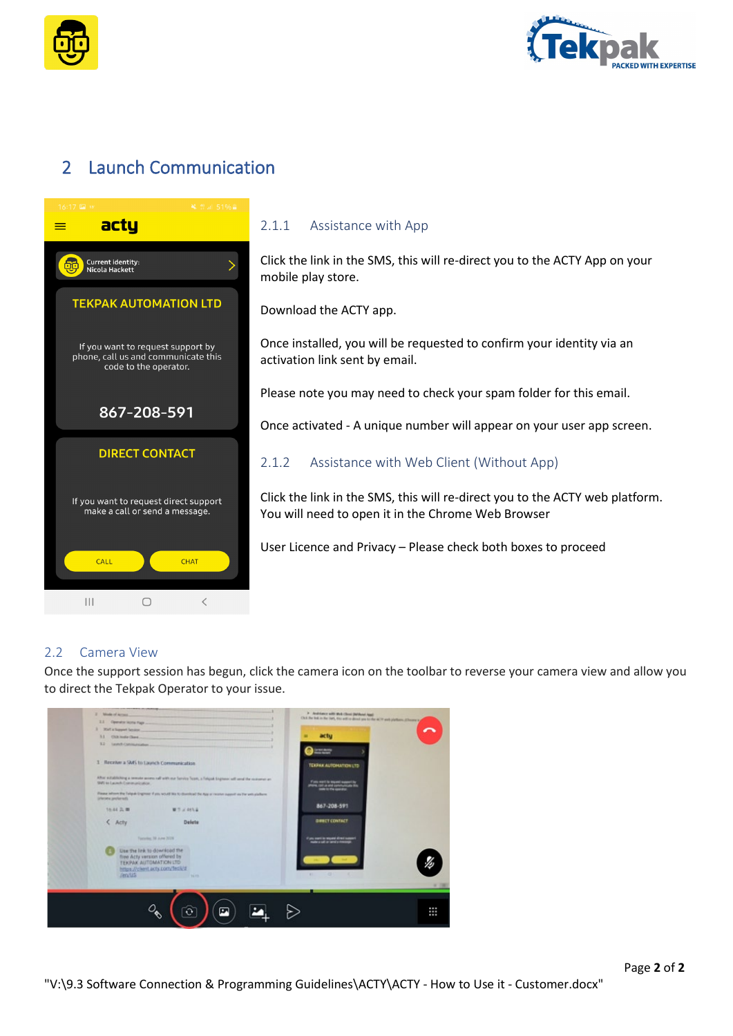# 2 Launch Communication

### 2.1.1 Assistance with App

Click the link in the SMS, this will re-direct you to the ACTY App on your mobile play store.

Download the ACTY app.

Once installed, you will be requested to confirm your identity via an activation link sent by email.

Please note you may need to check your spam folder for this email.

Once activated - A unique number will appear on your user app screen.

### 2.1.2 Assistance with Web Client (Without App)

Click the link in the SMS, this will re-direct you to the ACTY web platform. You will need to open it in the Chrome Web Browser

User Licence and Privacy – Please check both boxes to proceed

## 2.2 Camera View

Once the support session has begun, click the camera icon on the toolbar to reverse your camera view and allow you to direct the Tekpak Operator to your issue.

"V:\9.3 Software Connection & Programming Guidelines\ACTY\ACTY - How to Use it - Customer.docx"